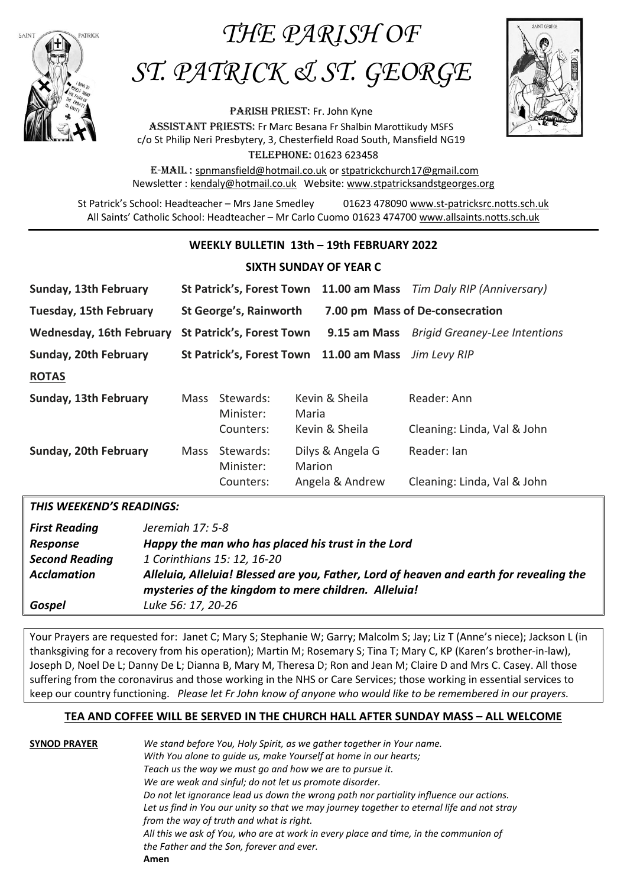# THE PARISH OF ST. PATRICK & ST. GEORGE

PARISH PRIEST: Fr. John Kyne

ASSISTANT PRIESTS: Fr Marc Besana Fr Shalbin Marottikudy MSFS

c/o St Philip Neri Presbytery, 3, Chesterfield Road South, Mansfield NG19

TELEPHONE: 01623 623458

E-MAIL : spnmansfield@hotmail.co.uk or stpatrickchurch17@gmail.com

Newsletter : kendaly@hotmail.co.uk Website: www.stpatricksandstgeorges.org

St Patrick's School: Headteacher – Mrs Jane Smedley 01623 478090 www.st-patricksrc.notts.sch.uk

All Saints' Catholic School: Headteacher – Mr Carlo Cuomo 01623 474700 www.allsaints.notts.sch.uk

## WEEKLY BULLETIN 13th – 19th FEBRUARY 2022

### SIXTH SUNDAY OF YEAR C

| | | | |
|---|---|---|---|
| **Sunday, 13th February** | **St Patrick's, Forest Town** | **11.00 am Mass** | *Tim Daly RIP (Anniversary)* |
| **Tuesday, 15th February** | **St George's, Rainworth** | **7.00 pm Mass of De-consecration** | |
| **Wednesday, 16th February** | **St Patrick's, Forest Town** | **9.15 am Mass** | *Brigid Greaney-Lee Intentions* |
| **Sunday, 20th February** | **St Patrick's, Forest Town** | **11.00 am Mass** | *Jim Levy RIP* |

**ROTAS**

| | | | | |
|---|---|---|---|---|
| **Sunday, 13th February** | Mass | Stewards: | Kevin & Sheila | Reader: Ann |
| | | Minister: | Maria | |
| | | Counters: | Kevin & Sheila | Cleaning: Linda, Val & John |
| **Sunday, 20th February** | Mass | Stewards: | Dilys & Angela G | Reader: Ian |
| | | Minister: | Marion | |
| | | Counters: | Angela & Andrew | Cleaning: Linda, Val & John |

***THIS WEEKEND'S READINGS:***

| | |
|---|---|
| ***First Reading*** | *Jeremiah 17: 5-8* |
| ***Response*** | ***Happy the man who has placed his trust in the Lord*** |
| ***Second Reading*** | *1 Corinthians 15: 12, 16-20* |
| ***Acclamation*** | ***Alleluia, Alleluia! Blessed are you, Father, Lord of heaven and earth for revealing the mysteries of the kingdom to mere children. Alleluia!*** |
| ***Gospel*** | *Luke 56: 17, 20-26* |

Your Prayers are requested for: Janet C; Mary S; Stephanie W; Garry; Malcolm S; Jay; Liz T (Anne's niece); Jackson L (in thanksgiving for a recovery from his operation); Martin M; Rosemary S; Tina T; Mary C, KP (Karen's brother-in-law), Joseph D, Noel De L; Danny De L; Dianna B, Mary M, Theresa D; Ron and Jean M; Claire D and Mrs C. Casey. All those suffering from the coronavirus and those working in the NHS or Care Services; those working in essential services to keep our country functioning. *Please let Fr John know of anyone who would like to be remembered in our prayers.*

**TEA AND COFFEE WILL BE SERVED IN THE CHURCH HALL AFTER SUNDAY MASS – ALL WELCOME**

**SYNOD PRAYER**

*We stand before You, Holy Spirit, as we gather together in Your name.*
*With You alone to guide us, make Yourself at home in our hearts;*
*Teach us the way we must go and how we are to pursue it.*
*We are weak and sinful; do not let us promote disorder.*
*Do not let ignorance lead us down the wrong path nor partiality influence our actions.*
*Let us find in You our unity so that we may journey together to eternal life and not stray from the way of truth and what is right.*
*All this we ask of You, who are at work in every place and time, in the communion of the Father and the Son, forever and ever.*
**Amen**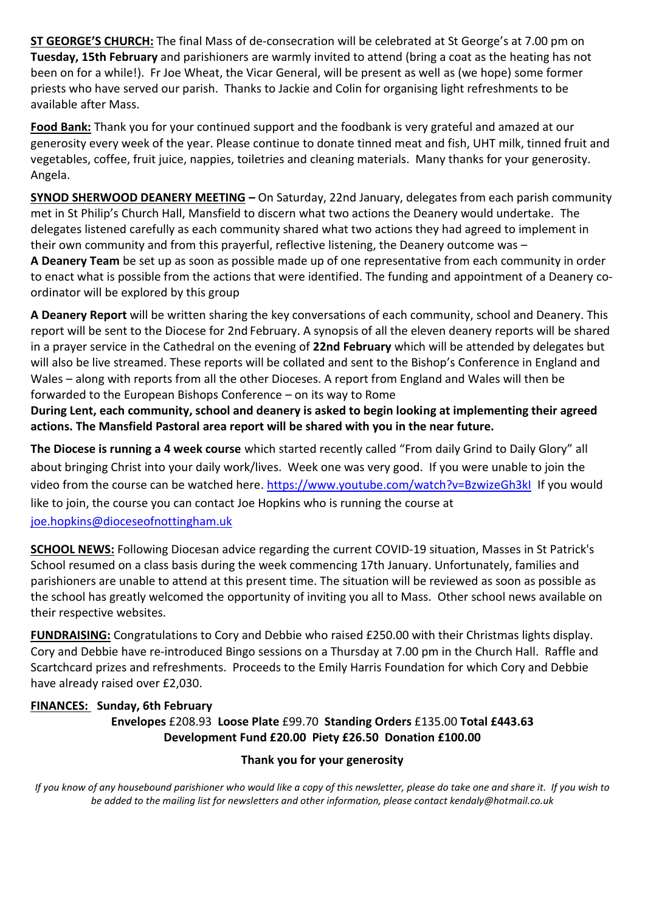**ST GEORGE'S CHURCH:** The final Mass of de-consecration will be celebrated at St George's at 7.00 pm on **Tuesday, 15th February** and parishioners are warmly invited to attend (bring a coat as the heating has not been on for a while!). Fr Joe Wheat, the Vicar General, will be present as well as (we hope) some former priests who have served our parish. Thanks to Jackie and Colin for organising light refreshments to be available after Mass.

**Food Bank:** Thank you for your continued support and the foodbank is very grateful and amazed at our generosity every week of the year. Please continue to donate tinned meat and fish, UHT milk, tinned fruit and vegetables, coffee, fruit juice, nappies, toiletries and cleaning materials. Many thanks for your generosity. Angela.

**SYNOD SHERWOOD DEANERY MEETING –** On Saturday, 22nd January, delegates from each parish community met in St Philip's Church Hall, Mansfield to discern what two actions the Deanery would undertake. The delegates listened carefully as each community shared what two actions they had agreed to implement in their own community and from this prayerful, reflective listening, the Deanery outcome was –

**A Deanery Team** be set up as soon as possible made up of one representative from each community in order to enact what is possible from the actions that were identified. The funding and appointment of a Deanery co-ordinator will be explored by this group

**A Deanery Report** will be written sharing the key conversations of each community, school and Deanery. This report will be sent to the Diocese for 2nd February. A synopsis of all the eleven deanery reports will be shared in a prayer service in the Cathedral on the evening of **22nd February** which will be attended by delegates but will also be live streamed. These reports will be collated and sent to the Bishop's Conference in England and Wales – along with reports from all the other Dioceses. A report from England and Wales will then be forwarded to the European Bishops Conference – on its way to Rome

**During Lent, each community, school and deanery is asked to begin looking at implementing their agreed actions. The Mansfield Pastoral area report will be shared with you in the near future.**

**The Diocese is running a 4 week course** which started recently called "From daily Grind to Daily Glory" all about bringing Christ into your daily work/lives. Week one was very good. If you were unable to join the video from the course can be watched here. https://www.youtube.com/watch?v=BzwizeGh3kI If you would like to join, the course you can contact Joe Hopkins who is running the course at joe.hopkins@dioceseofnottingham.uk

**SCHOOL NEWS:** Following Diocesan advice regarding the current COVID-19 situation, Masses in St Patrick's School resumed on a class basis during the week commencing 17th January. Unfortunately, families and parishioners are unable to attend at this present time. The situation will be reviewed as soon as possible as the school has greatly welcomed the opportunity of inviting you all to Mass. Other school news available on their respective websites.

**FUNDRAISING:** Congratulations to Cory and Debbie who raised £250.00 with their Christmas lights display. Cory and Debbie have re-introduced Bingo sessions on a Thursday at 7.00 pm in the Church Hall. Raffle and Scartchcard prizes and refreshments. Proceeds to the Emily Harris Foundation for which Cory and Debbie have already raised over £2,030.

**FINANCES: Sunday, 6th February**

**Envelopes** £208.93 **Loose Plate** £99.70 **Standing Orders** £135.00 **Total £443.63**
**Development Fund £20.00 Piety £26.50 Donation £100.00**

**Thank you for your generosity**

*If you know of any housebound parishioner who would like a copy of this newsletter, please do take one and share it. If you wish to be added to the mailing list for newsletters and other information, please contact kendaly@hotmail.co.uk*